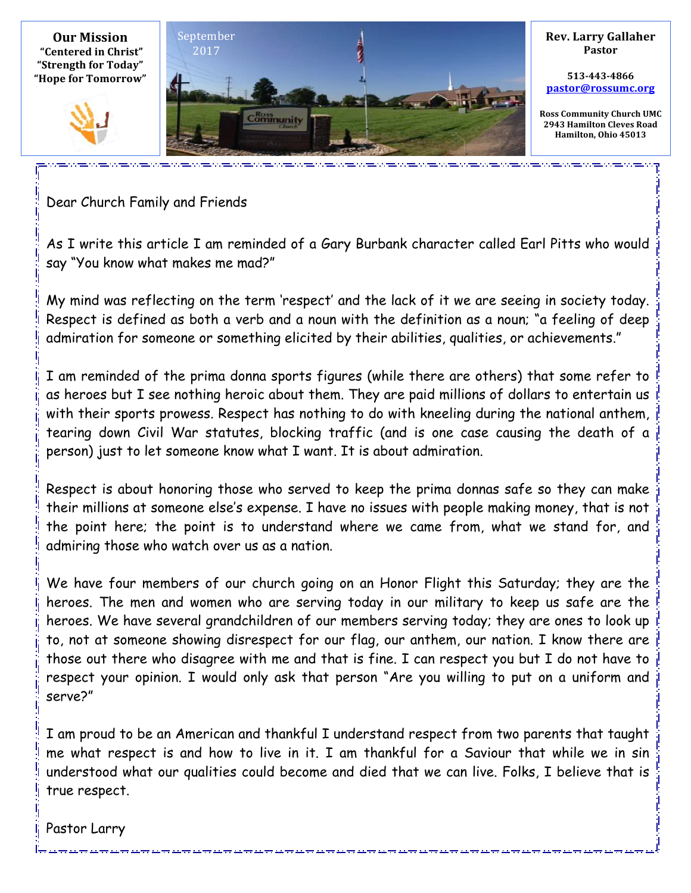**Our Mission**
"Centered in Christ"
"Strength for Today"
"Hope for Tomorrow"

September 2017

**Rev. Larry Gallaher**
**Pastor**

**513-443-4866**
**pastor@rossumc.org**

**Ross Community Church UMC**
**2943 Hamilton Cleves Road**
**Hamilton, Ohio 45013**

Dear Church Family and Friends

As I write this article I am reminded of a Gary Burbank character called Earl Pitts who would say "You know what makes me mad?"

My mind was reflecting on the term 'respect' and the lack of it we are seeing in society today. Respect is defined as both a verb and a noun with the definition as a noun; "a feeling of deep admiration for someone or something elicited by their abilities, qualities, or achievements."

I am reminded of the prima donna sports figures (while there are others) that some refer to as heroes but I see nothing heroic about them. They are paid millions of dollars to entertain us with their sports prowess. Respect has nothing to do with kneeling during the national anthem, tearing down Civil War statutes, blocking traffic (and is one case causing the death of a person) just to let someone know what I want. It is about admiration.

Respect is about honoring those who served to keep the prima donnas safe so they can make their millions at someone else's expense. I have no issues with people making money, that is not the point here; the point is to understand where we came from, what we stand for, and admiring those who watch over us as a nation.

We have four members of our church going on an Honor Flight this Saturday; they are the heroes. The men and women who are serving today in our military to keep us safe are the heroes. We have several grandchildren of our members serving today; they are ones to look up to, not at someone showing disrespect for our flag, our anthem, our nation. I know there are those out there who disagree with me and that is fine. I can respect you but I do not have to respect your opinion. I would only ask that person "Are you willing to put on a uniform and serve?"

I am proud to be an American and thankful I understand respect from two parents that taught me what respect is and how to live in it. I am thankful for a Saviour that while we in sin understood what our qualities could become and died that we can live. Folks, I believe that is true respect.

Pastor Larry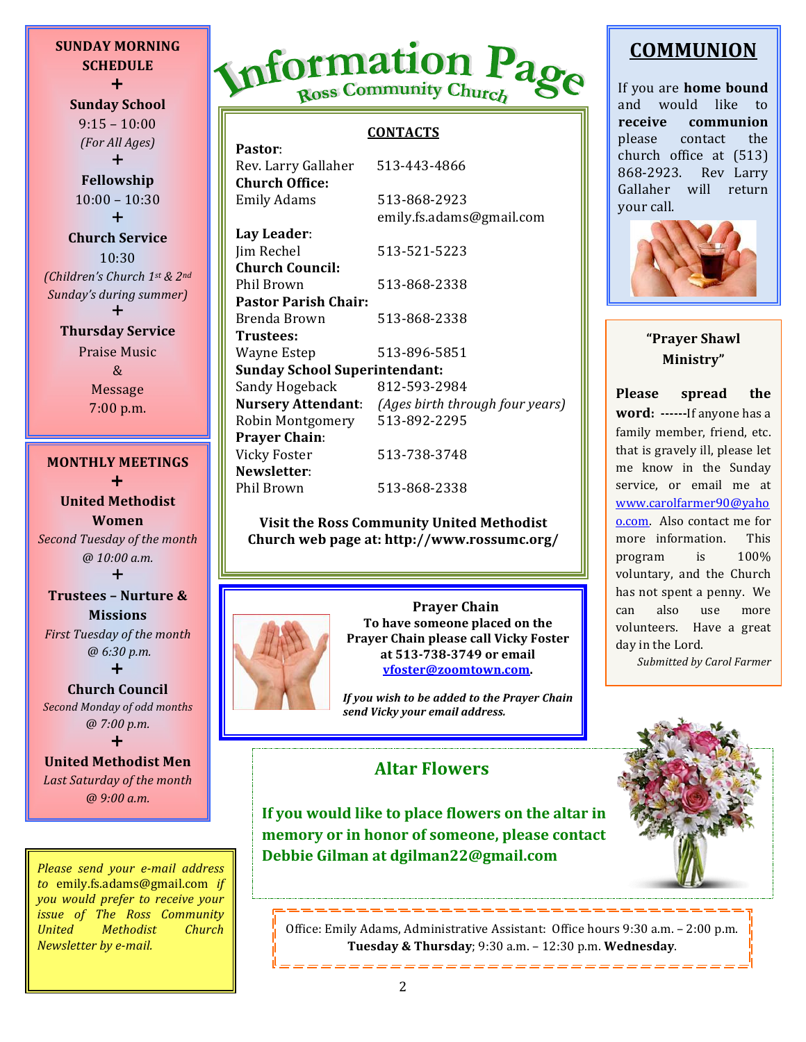# Information Page

## Ross Community Church

**SUNDAY MORNING SCHEDULE**

+

**Sunday School**
9:15 – 10:00
*(For All Ages)*

+

**Fellowship**
10:00 – 10:30

+

**Church Service**
10:30
*(Children's Church 1st & 2nd Sunday's during summer)*

+

**Thursday Service**
Praise Music
&
Message
7:00 p.m.

**MONTHLY MEETINGS**

+

**United Methodist Women**
*Second Tuesday of the month @ 10:00 a.m.*

+

**Trustees – Nurture & Missions**
*First Tuesday of the month @ 6:30 p.m.*

+

**Church Council**
*Second Monday of odd months @ 7:00 p.m.*

+

**United Methodist Men**
*Last Saturday of the month @ 9:00 a.m.*

*Please send your e-mail address to* emily.fs.adams@gmail.com *if you would prefer to receive your issue of The Ross Community United Methodist Church Newsletter by e-mail.*

### CONTACTS

**Pastor**:
Rev. Larry Gallaher 513-443-4866
**Church Office:**
Emily Adams 513-868-2923
emily.fs.adams@gmail.com
**Lay Leader**:
Jim Rechel 513-521-5223
**Church Council:**
Phil Brown 513-868-2338
**Pastor Parish Chair:**
Brenda Brown 513-868-2338
**Trustees:**
Wayne Estep 513-896-5851
**Sunday School Superintendant:**
Sandy Hogeback 812-593-2984
**Nursery Attendant**: *(Ages birth through four years)*
Robin Montgomery 513-892-2295
**Prayer Chain**:
Vicky Foster 513-738-3748
**Newsletter**:
Phil Brown 513-868-2338

**Visit the Ross Community United Methodist Church web page at: http://www.rossumc.org/**

### Prayer Chain

**To have someone placed on the Prayer Chain please call Vicky Foster at 513-738-3749 or email vfoster@zoomtown.com.**

***If you wish to be added to the Prayer Chain send Vicky your email address.***

## COMMUNION

If you are **home bound** and would like to **receive communion** please contact the church office at (513) 868-2923. Rev Larry Gallaher will return your call.

### "Prayer Shawl Ministry"

**Please spread the word: ------**If anyone has a family member, friend, etc. that is gravely ill, please let me know in the Sunday service, or email me at www.carolfarmer90@yahoo.com. Also contact me for more information. This program is 100% voluntary, and the Church has not spent a penny. We can also use more volunteers. Have a great day in the Lord.

*Submitted by Carol Farmer*

### Altar Flowers

**If you would like to place flowers on the altar in memory or in honor of someone, please contact Debbie Gilman at dgilman22@gmail.com**

Office: Emily Adams, Administrative Assistant: Office hours 9:30 a.m. – 2:00 p.m. **Tuesday & Thursday**; 9:30 a.m. – 12:30 p.m. **Wednesday**.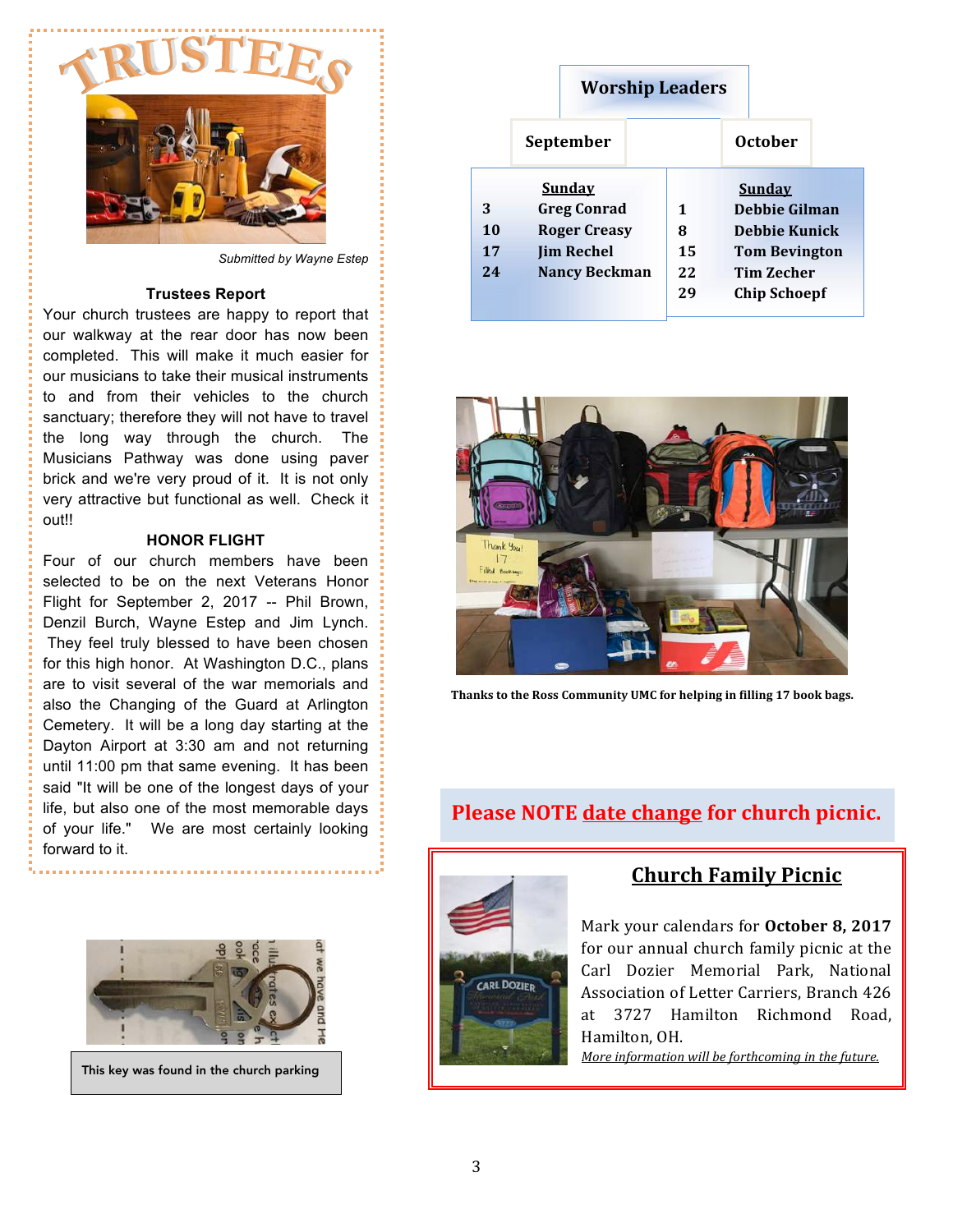# TRUSTEES

*Submitted by Wayne Estep*

**Trustees Report**

Your church trustees are happy to report that our walkway at the rear door has now been completed. This will make it much easier for our musicians to take their musical instruments to and from their vehicles to the church sanctuary; therefore they will not have to travel the long way through the church. The Musicians Pathway was done using paver brick and we're very proud of it. It is not only very attractive but functional as well. Check it out!!

**HONOR FLIGHT**

Four of our church members have been selected to be on the next Veterans Honor Flight for September 2, 2017 -- Phil Brown, Denzil Burch, Wayne Estep and Jim Lynch. They feel truly blessed to have been chosen for this high honor. At Washington D.C., plans are to visit several of the war memorials and also the Changing of the Guard at Arlington Cemetery. It will be a long day starting at the Dayton Airport at 3:30 am and not returning until 11:00 pm that same evening. It has been said "It will be one of the longest days of your life, but also one of the most memorable days of your life." We are most certainly looking forward to it.

This key was found in the church parking

## Worship Leaders

| September | | October | |
|---|---|---|---|
| | **Sunday** | | **Sunday** |
| 3 | Greg Conrad | 1 | Debbie Gilman |
| 10 | Roger Creasy | 8 | Debbie Kunick |
| 17 | Jim Rechel | 15 | Tom Bevington |
| 24 | Nancy Beckman | 22 | Tim Zecher |
| | | 29 | Chip Schoepf |

**Thanks to the Ross Community UMC for helping in filling 17 book bags.**

**Please NOTE date change for church picnic.**

## Church Family Picnic

Mark your calendars for **October 8, 2017** for our annual church family picnic at the Carl Dozier Memorial Park, National Association of Letter Carriers, Branch 426 at 3727 Hamilton Richmond Road, Hamilton, OH.

*More information will be forthcoming in the future.*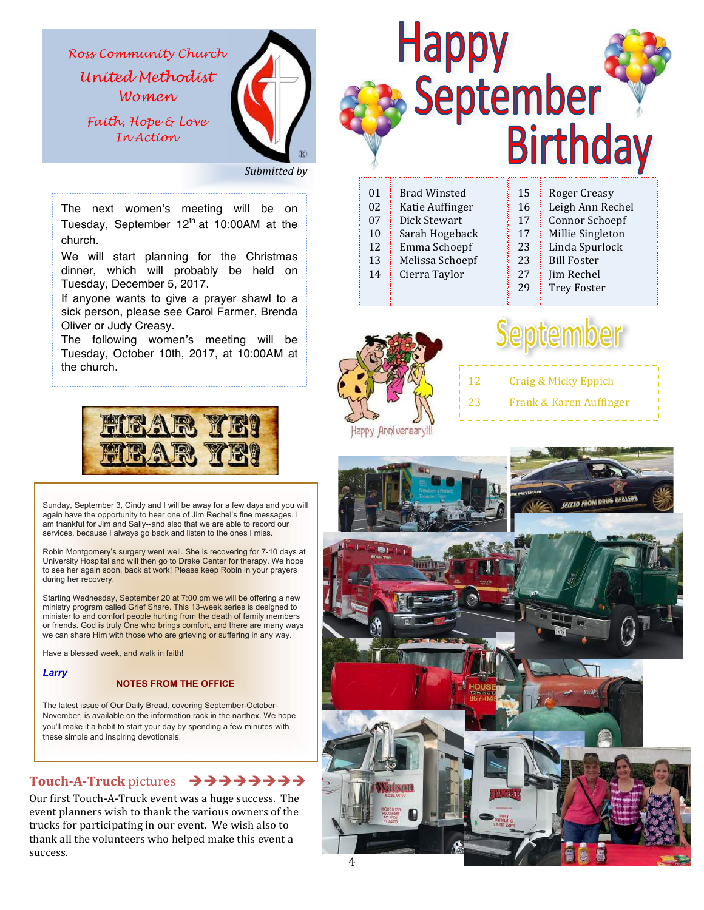*Ross Community Church*
*United Methodist Women*
*Faith, Hope & Love In Action*

*Submitted by*

The next women's meeting will be on Tuesday, September 12th at 10:00AM at the church.

We will start planning for the Christmas dinner, which will probably be held on Tuesday, December 5, 2017.

If anyone wants to give a prayer shawl to a sick person, please see Carol Farmer, Brenda Oliver or Judy Creasy.

The following women's meeting will be Tuesday, October 10th, 2017, at 10:00AM at the church.

# HEAR YE! HEAR YE!

Sunday, September 3, Cindy and I will be away for a few days and you will again have the opportunity to hear one of Jim Rechel's fine messages. I am thankful for Jim and Sally--and also that we are able to record our services, because I always go back and listen to the ones I miss.

Robin Montgomery's surgery went well. She is recovering for 7-10 days at University Hospital and will then go to Drake Center for therapy. We hope to see her again soon, back at work! Please keep Robin in your prayers during her recovery.

Starting Wednesday, September 20 at 7:00 pm we will be offering a new ministry program called Grief Share. This 13-week series is designed to minister to and comfort people hurting from the death of family members or friends. God is truly One who brings comfort, and there are many ways we can share Him with those who are grieving or suffering in any way.

Have a blessed week, and walk in faith!

***Larry***

**NOTES FROM THE OFFICE**

The latest issue of Our Daily Bread, covering September-October-November, is available on the information rack in the narthex. We hope you'll make it a habit to start your day by spending a few minutes with these simple and inspiring devotionals.

## Touch-A-Truck pictures ➔➔➔➔➔➔➔➔

Our first Touch-A-Truck event was a huge success. The event planners wish to thank the various owners of the trucks for participating in our event. We wish also to thank all the volunteers who helped make this event a success.

# Happy September Birthday

| | | | |
|---|---|---|---|
| 01 | Brad Winsted | 15 | Roger Creasy |
| 02 | Katie Auffinger | 16 | Leigh Ann Rechel |
| 07 | Dick Stewart | 17 | Connor Schoepf |
| 10 | Sarah Hogeback | 17 | Millie Singleton |
| 12 | Emma Schoepf | 23 | Linda Spurlock |
| 13 | Melissa Schoepf | 23 | Bill Foster |
| 14 | Cierra Taylor | 27 | Jim Rechel |
| | | 29 | Trey Foster |

Happy Anniversary!!!

# September

| | |
|---|---|
| 12 | Craig & Micky Eppich |
| 23 | Frank & Karen Auffinger |